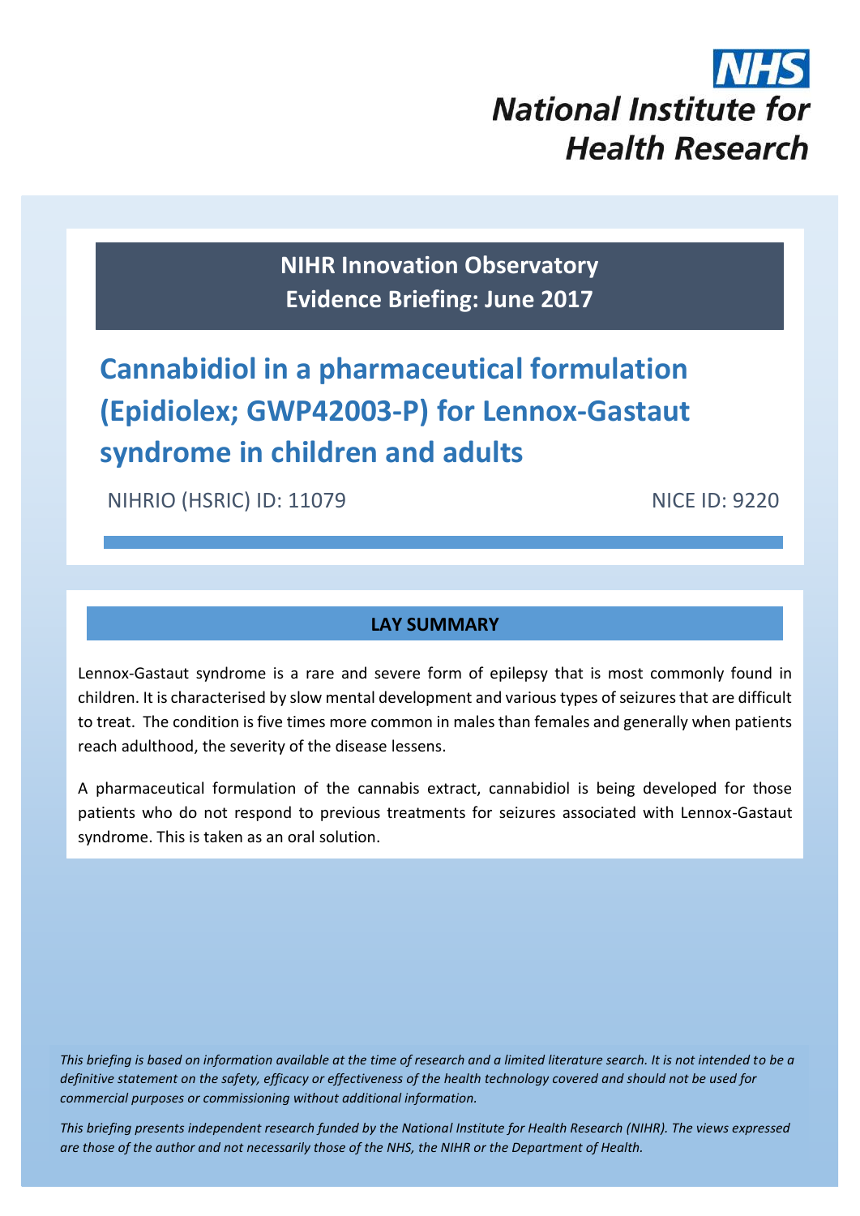NHS National Institute for Health Research

**NIHR Innovation Observatory**
**Evidence Briefing: June 2017**

# Cannabidiol in a pharmaceutical formulation (Epidiolex; GWP42003-P) for Lennox-Gastaut syndrome in children and adults

NIHRIO (HSRIC) ID: 11079 NICE ID: 9220

## LAY SUMMARY

Lennox-Gastaut syndrome is a rare and severe form of epilepsy that is most commonly found in children. It is characterised by slow mental development and various types of seizures that are difficult to treat. The condition is five times more common in males than females and generally when patients reach adulthood, the severity of the disease lessens.

A pharmaceutical formulation of the cannabis extract, cannabidiol is being developed for those patients who do not respond to previous treatments for seizures associated with Lennox-Gastaut syndrome. This is taken as an oral solution.

*This briefing is based on information available at the time of research and a limited literature search. It is not intended to be a definitive statement on the safety, efficacy or effectiveness of the health technology covered and should not be used for commercial purposes or commissioning without additional information.*

*This briefing presents independent research funded by the National Institute for Health Research (NIHR). The views expressed are those of the author and not necessarily those of the NHS, the NIHR or the Department of Health.*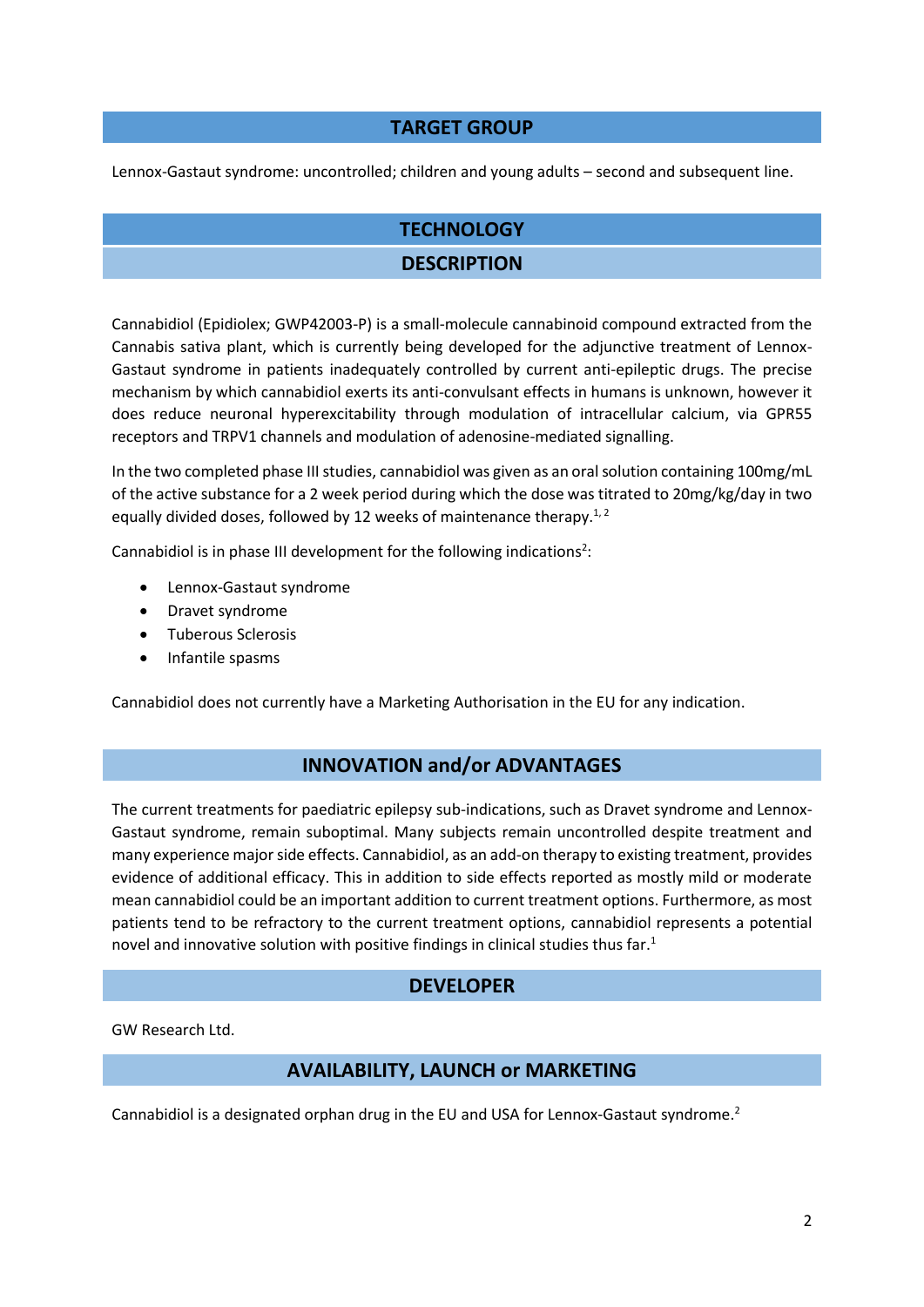## TARGET GROUP

Lennox-Gastaut syndrome: uncontrolled; children and young adults – second and subsequent line.

## TECHNOLOGY

### DESCRIPTION

Cannabidiol (Epidiolex; GWP42003-P) is a small-molecule cannabinoid compound extracted from the Cannabis sativa plant, which is currently being developed for the adjunctive treatment of Lennox-Gastaut syndrome in patients inadequately controlled by current anti-epileptic drugs. The precise mechanism by which cannabidiol exerts its anti-convulsant effects in humans is unknown, however it does reduce neuronal hyperexcitability through modulation of intracellular calcium, via GPR55 receptors and TRPV1 channels and modulation of adenosine-mediated signalling.

In the two completed phase III studies, cannabidiol was given as an oral solution containing 100mg/mL of the active substance for a 2 week period during which the dose was titrated to 20mg/kg/day in two equally divided doses, followed by 12 weeks of maintenance therapy.[1, 2]

Cannabidiol is in phase III development for the following indications[2]:

- Lennox-Gastaut syndrome
- Dravet syndrome
- Tuberous Sclerosis
- Infantile spasms

Cannabidiol does not currently have a Marketing Authorisation in the EU for any indication.

## INNOVATION and/or ADVANTAGES

The current treatments for paediatric epilepsy sub-indications, such as Dravet syndrome and Lennox-Gastaut syndrome, remain suboptimal. Many subjects remain uncontrolled despite treatment and many experience major side effects. Cannabidiol, as an add-on therapy to existing treatment, provides evidence of additional efficacy. This in addition to side effects reported as mostly mild or moderate mean cannabidiol could be an important addition to current treatment options. Furthermore, as most patients tend to be refractory to the current treatment options, cannabidiol represents a potential novel and innovative solution with positive findings in clinical studies thus far.[1]

## DEVELOPER

GW Research Ltd.

## AVAILABILITY, LAUNCH or MARKETING

Cannabidiol is a designated orphan drug in the EU and USA for Lennox-Gastaut syndrome.[2]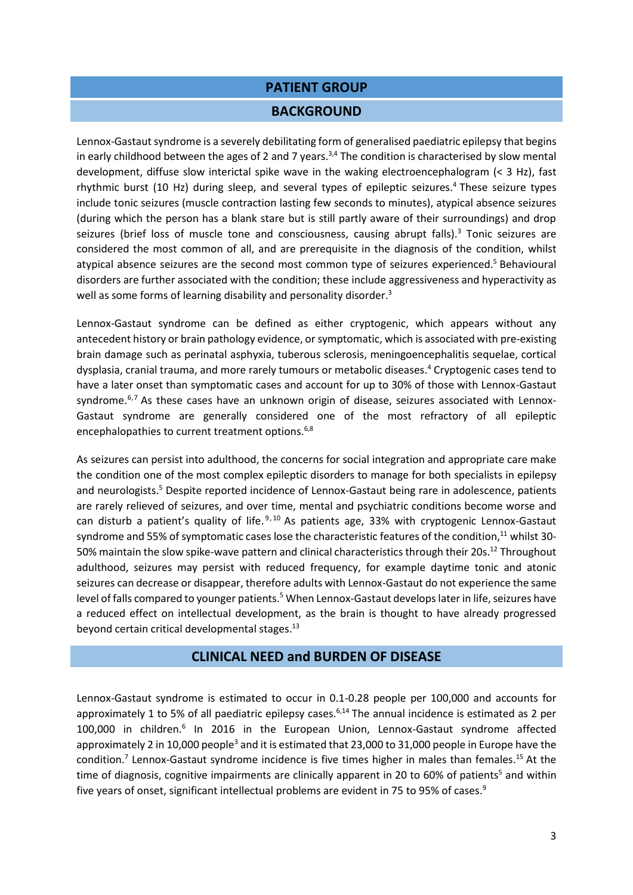## PATIENT GROUP

### BACKGROUND

Lennox-Gastaut syndrome is a severely debilitating form of generalised paediatric epilepsy that begins in early childhood between the ages of 2 and 7 years.[3,4] The condition is characterised by slow mental development, diffuse slow interictal spike wave in the waking electroencephalogram (< 3 Hz), fast rhythmic burst (10 Hz) during sleep, and several types of epileptic seizures.[4] These seizure types include tonic seizures (muscle contraction lasting few seconds to minutes), atypical absence seizures (during which the person has a blank stare but is still partly aware of their surroundings) and drop seizures (brief loss of muscle tone and consciousness, causing abrupt falls).[3] Tonic seizures are considered the most common of all, and are prerequisite in the diagnosis of the condition, whilst atypical absence seizures are the second most common type of seizures experienced.[5] Behavioural disorders are further associated with the condition; these include aggressiveness and hyperactivity as well as some forms of learning disability and personality disorder.[3]

Lennox-Gastaut syndrome can be defined as either cryptogenic, which appears without any antecedent history or brain pathology evidence, or symptomatic, which is associated with pre-existing brain damage such as perinatal asphyxia, tuberous sclerosis, meningoencephalitis sequelae, cortical dysplasia, cranial trauma, and more rarely tumours or metabolic diseases.[4] Cryptogenic cases tend to have a later onset than symptomatic cases and account for up to 30% of those with Lennox-Gastaut syndrome.[6,7] As these cases have an unknown origin of disease, seizures associated with Lennox-Gastaut syndrome are generally considered one of the most refractory of all epileptic encephalopathies to current treatment options.[6,8]

As seizures can persist into adulthood, the concerns for social integration and appropriate care make the condition one of the most complex epileptic disorders to manage for both specialists in epilepsy and neurologists.[5] Despite reported incidence of Lennox-Gastaut being rare in adolescence, patients are rarely relieved of seizures, and over time, mental and psychiatric conditions become worse and can disturb a patient's quality of life.[9,10] As patients age, 33% with cryptogenic Lennox-Gastaut syndrome and 55% of symptomatic cases lose the characteristic features of the condition,[11] whilst 30-50% maintain the slow spike-wave pattern and clinical characteristics through their 20s.[12] Throughout adulthood, seizures may persist with reduced frequency, for example daytime tonic and atonic seizures can decrease or disappear, therefore adults with Lennox-Gastaut do not experience the same level of falls compared to younger patients.[5] When Lennox-Gastaut develops later in life, seizures have a reduced effect on intellectual development, as the brain is thought to have already progressed beyond certain critical developmental stages.[13]

### CLINICAL NEED and BURDEN OF DISEASE

Lennox-Gastaut syndrome is estimated to occur in 0.1-0.28 people per 100,000 and accounts for approximately 1 to 5% of all paediatric epilepsy cases.[6,14] The annual incidence is estimated as 2 per 100,000 in children.[6] In 2016 in the European Union, Lennox-Gastaut syndrome affected approximately 2 in 10,000 people[3] and it is estimated that 23,000 to 31,000 people in Europe have the condition.[7] Lennox-Gastaut syndrome incidence is five times higher in males than females.[15] At the time of diagnosis, cognitive impairments are clinically apparent in 20 to 60% of patients[5] and within five years of onset, significant intellectual problems are evident in 75 to 95% of cases.[9]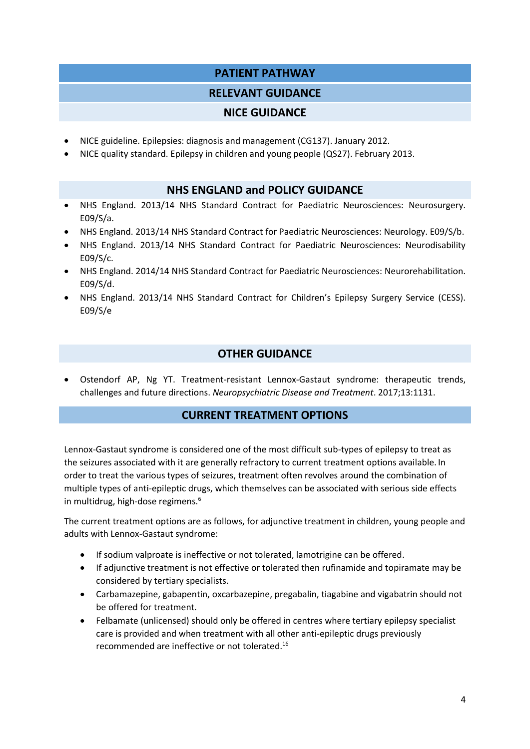# PATIENT PATHWAY

## RELEVANT GUIDANCE

### NICE GUIDANCE

- NICE guideline. Epilepsies: diagnosis and management (CG137). January 2012.
- NICE quality standard. Epilepsy in children and young people (QS27). February 2013.

### NHS ENGLAND and POLICY GUIDANCE

- NHS England. 2013/14 NHS Standard Contract for Paediatric Neurosciences: Neurosurgery. E09/S/a.
- NHS England. 2013/14 NHS Standard Contract for Paediatric Neurosciences: Neurology. E09/S/b.
- NHS England. 2013/14 NHS Standard Contract for Paediatric Neurosciences: Neurodisability E09/S/c.
- NHS England. 2014/14 NHS Standard Contract for Paediatric Neurosciences: Neurorehabilitation. E09/S/d.
- NHS England. 2013/14 NHS Standard Contract for Children's Epilepsy Surgery Service (CESS). E09/S/e

### OTHER GUIDANCE

- Ostendorf AP, Ng YT. Treatment-resistant Lennox-Gastaut syndrome: therapeutic trends, challenges and future directions. *Neuropsychiatric Disease and Treatment*. 2017;13:1131.

## CURRENT TREATMENT OPTIONS

Lennox-Gastaut syndrome is considered one of the most difficult sub-types of epilepsy to treat as the seizures associated with it are generally refractory to current treatment options available. In order to treat the various types of seizures, treatment often revolves around the combination of multiple types of anti-epileptic drugs, which themselves can be associated with serious side effects in multidrug, high-dose regimens.[6]

The current treatment options are as follows, for adjunctive treatment in children, young people and adults with Lennox-Gastaut syndrome:

- If sodium valproate is ineffective or not tolerated, lamotrigine can be offered.
- If adjunctive treatment is not effective or tolerated then rufinamide and topiramate may be considered by tertiary specialists.
- Carbamazepine, gabapentin, oxcarbazepine, pregabalin, tiagabine and vigabatrin should not be offered for treatment.
- Felbamate (unlicensed) should only be offered in centres where tertiary epilepsy specialist care is provided and when treatment with all other anti-epileptic drugs previously recommended are ineffective or not tolerated.[16]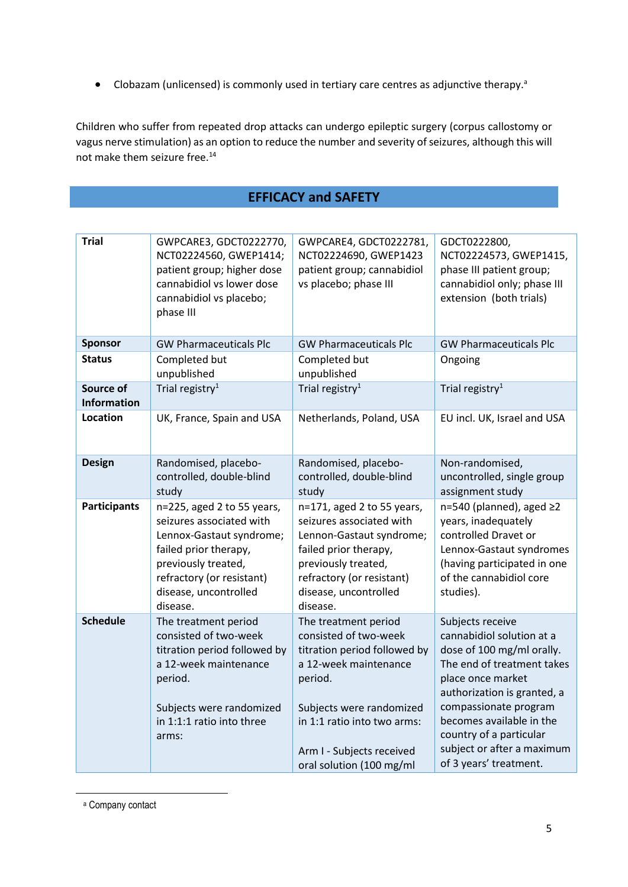- Clobazam (unlicensed) is commonly used in tertiary care centres as adjunctive therapy.[a]

Children who suffer from repeated drop attacks can undergo epileptic surgery (corpus callostomy or vagus nerve stimulation) as an option to reduce the number and severity of seizures, although this will not make them seizure free.[14]

## EFFICACY and SAFETY

| Trial | GWPCARE3, GDCT0222770, NCT02224560, GWEP1414; patient group; higher dose cannabidiol vs lower dose cannabidiol vs placebo; phase III | GWPCARE4, GDCT0222781, NCT02224690, GWEP1423 patient group; cannabidiol vs placebo; phase III | GDCT0222800, NCT02224573, GWEP1415, phase III patient group; cannabidiol only; phase III extension (both trials) |
|---|---|---|---|
| Sponsor | GW Pharmaceuticals Plc | GW Pharmaceuticals Plc | GW Pharmaceuticals Plc |
| Status | Completed but unpublished | Completed but unpublished | Ongoing |
| Source of Information | Trial registry[1] | Trial registry[1] | Trial registry[1] |
| Location | UK, France, Spain and USA | Netherlands, Poland, USA | EU incl. UK, Israel and USA |
| Design | Randomised, placebo-controlled, double-blind study | Randomised, placebo-controlled, double-blind study | Non-randomised, uncontrolled, single group assignment study |
| Participants | n=225, aged 2 to 55 years, seizures associated with Lennox-Gastaut syndrome; failed prior therapy, previously treated, refractory (or resistant) disease, uncontrolled disease. | n=171, aged 2 to 55 years, seizures associated with Lennon-Gastaut syndrome; failed prior therapy, previously treated, refractory (or resistant) disease, uncontrolled disease. | n=540 (planned), aged ≥2 years, inadequately controlled Dravet or Lennox-Gastaut syndromes (having participated in one of the cannabidiol core studies). |
| Schedule | The treatment period consisted of two-week titration period followed by a 12-week maintenance period.<br><br>Subjects were randomized in 1:1:1 ratio into three arms: | The treatment period consisted of two-week titration period followed by a 12-week maintenance period.<br><br>Subjects were randomized in 1:1 ratio into two arms:<br><br>Arm I - Subjects received oral solution (100 mg/ml | Subjects receive cannabidiol solution at a dose of 100 mg/ml orally. The end of treatment takes place once market authorization is granted, a compassionate program becomes available in the country of a particular subject or after a maximum of 3 years' treatment. |

[a] Company contact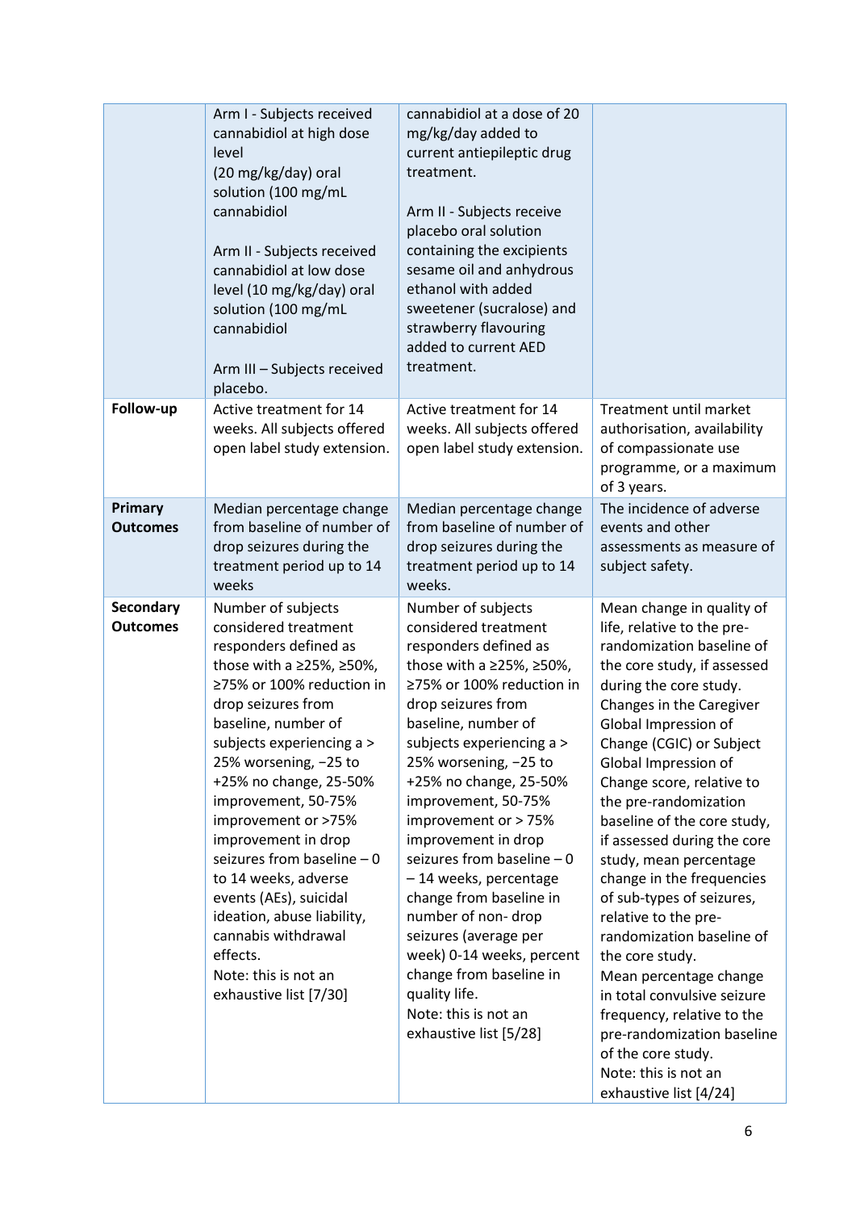| | | | |
|---|---|---|---|
| | Arm I - Subjects received cannabidiol at high dose level (20 mg/kg/day) oral solution (100 mg/mL cannabidiol<br><br>Arm II - Subjects received cannabidiol at low dose level (10 mg/kg/day) oral solution (100 mg/mL cannabidiol<br><br>Arm III – Subjects received placebo. | cannabidiol at a dose of 20 mg/kg/day added to current antiepileptic drug treatment.<br><br>Arm II - Subjects receive placebo oral solution containing the excipients sesame oil and anhydrous ethanol with added sweetener (sucralose) and strawberry flavouring added to current AED treatment. | |
| **Follow-up** | Active treatment for 14 weeks. All subjects offered open label study extension. | Active treatment for 14 weeks. All subjects offered open label study extension. | Treatment until market authorisation, availability of compassionate use programme, or a maximum of 3 years. |
| **Primary Outcomes** | Median percentage change from baseline of number of drop seizures during the treatment period up to 14 weeks | Median percentage change from baseline of number of drop seizures during the treatment period up to 14 weeks. | The incidence of adverse events and other assessments as measure of subject safety. |
| **Secondary Outcomes** | Number of subjects considered treatment responders defined as those with a ≥25%, ≥50%, ≥75% or 100% reduction in drop seizures from baseline, number of subjects experiencing a > 25% worsening, −25 to +25% no change, 25-50% improvement, 50-75% improvement or >75% improvement in drop seizures from baseline – 0 to 14 weeks, adverse events (AEs), suicidal ideation, abuse liability, cannabis withdrawal effects.<br>Note: this is not an exhaustive list [7/30] | Number of subjects considered treatment responders defined as those with a ≥25%, ≥50%, ≥75% or 100% reduction in drop seizures from baseline, number of subjects experiencing a > 25% worsening, −25 to +25% no change, 25-50% improvement, 50-75% improvement or > 75% improvement in drop seizures from baseline – 0 – 14 weeks, percentage change from baseline in number of non- drop seizures (average per week) 0-14 weeks, percent change from baseline in quality life.<br>Note: this is not an exhaustive list [5/28] | Mean change in quality of life, relative to the pre-randomization baseline of the core study, if assessed during the core study.<br>Changes in the Caregiver Global Impression of Change (CGIC) or Subject Global Impression of Change score, relative to the pre-randomization baseline of the core study, if assessed during the core study, mean percentage change in the frequencies of sub-types of seizures, relative to the pre-randomization baseline of the core study.<br>Mean percentage change in total convulsive seizure frequency, relative to the pre-randomization baseline of the core study.<br>Note: this is not an exhaustive list [4/24] |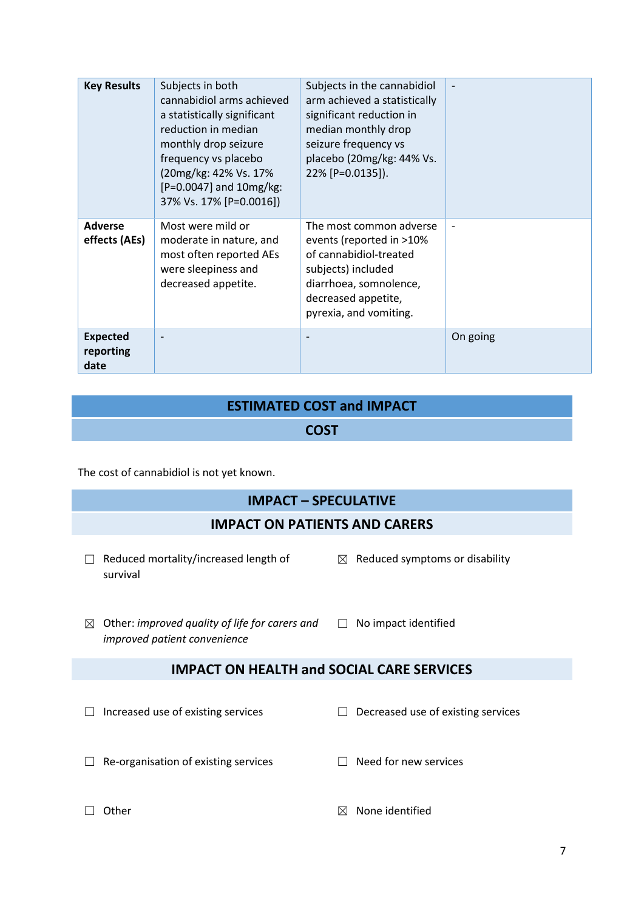| | | | |
|---|---|---|---|
| **Key Results** | Subjects in both cannabidiol arms achieved a statistically significant reduction in median monthly drop seizure frequency vs placebo (20mg/kg: 42% Vs. 17% [P=0.0047] and 10mg/kg: 37% Vs. 17% [P=0.0016]) | Subjects in the cannabidiol arm achieved a statistically significant reduction in median monthly drop seizure frequency vs placebo (20mg/kg: 44% Vs. 22% [P=0.0135]). | - |
| **Adverse effects (AEs)** | Most were mild or moderate in nature, and most often reported AEs were sleepiness and decreased appetite. | The most common adverse events (reported in >10% of cannabidiol-treated subjects) included diarrhoea, somnolence, decreased appetite, pyrexia, and vomiting. | - |
| **Expected reporting date** | - | - | On going |

## ESTIMATED COST and IMPACT

### COST

The cost of cannabidiol is not yet known.

### IMPACT – SPECULATIVE

### IMPACT ON PATIENTS AND CARERS

☐ Reduced mortality/increased length of survival

☒ Reduced symptoms or disability

☒ Other: *improved quality of life for carers and improved patient convenience*

☐ No impact identified

### IMPACT ON HEALTH and SOCIAL CARE SERVICES

☐ Increased use of existing services

☐ Decreased use of existing services

☐ Re-organisation of existing services

☐ Need for new services

☐ Other

☒ None identified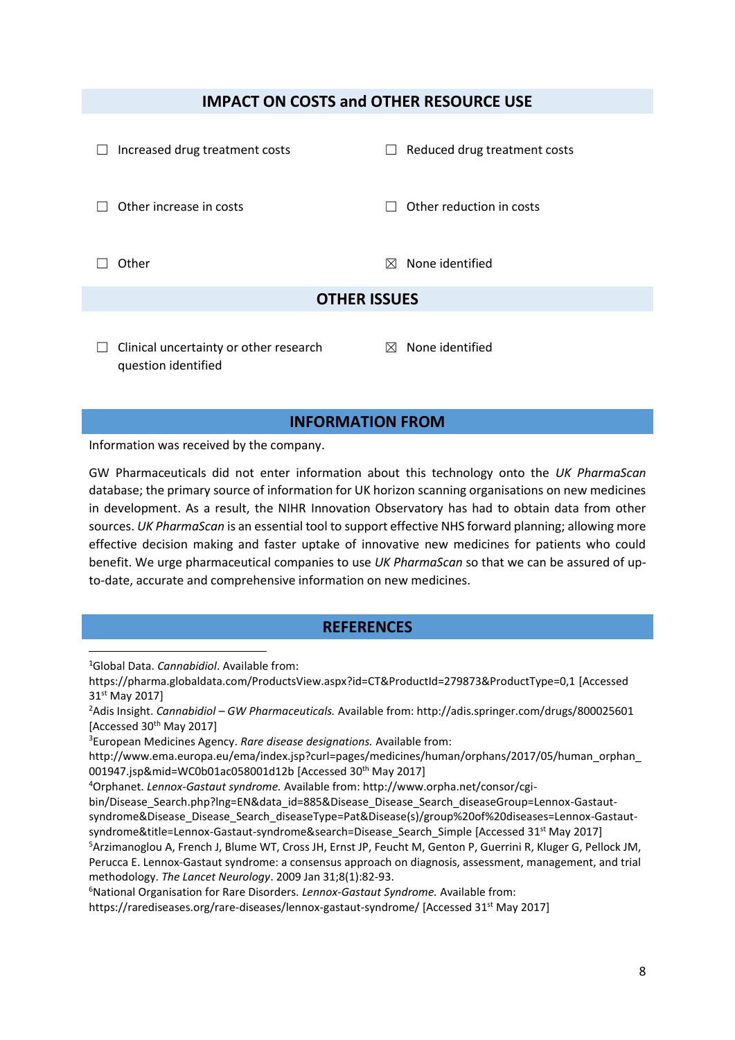## IMPACT ON COSTS and OTHER RESOURCE USE

☐ Increased drug treatment costs

☐ Reduced drug treatment costs

☐ Other increase in costs

☐ Other reduction in costs

☐ Other

☒ None identified

## OTHER ISSUES

☐ Clinical uncertainty or other research question identified

☒ None identified

## INFORMATION FROM

Information was received by the company.

GW Pharmaceuticals did not enter information about this technology onto the *UK PharmaScan* database; the primary source of information for UK horizon scanning organisations on new medicines in development. As a result, the NIHR Innovation Observatory has had to obtain data from other sources. *UK PharmaScan* is an essential tool to support effective NHS forward planning; allowing more effective decision making and faster uptake of innovative new medicines for patients who could benefit. We urge pharmaceutical companies to use *UK PharmaScan* so that we can be assured of up-to-date, accurate and comprehensive information on new medicines.

## REFERENCES

[1]Global Data. *Cannabidiol*. Available from: https://pharma.globaldata.com/ProductsView.aspx?id=CT&ProductId=279873&ProductType=0,1 [Accessed 31st May 2017]

[2]Adis Insight. *Cannabidiol – GW Pharmaceuticals.* Available from: http://adis.springer.com/drugs/800025601 [Accessed 30th May 2017]

[3]European Medicines Agency. *Rare disease designations.* Available from: http://www.ema.europa.eu/ema/index.jsp?curl=pages/medicines/human/orphans/2017/05/human_orphan_001947.jsp&mid=WC0b01ac058001d12b [Accessed 30th May 2017]

[4]Orphanet. *Lennox-Gastaut syndrome.* Available from: http://www.orpha.net/consor/cgi-bin/Disease_Search.php?lng=EN&data_id=885&Disease_Disease_Search_diseaseGroup=Lennox-Gastaut-syndrome&Disease_Disease_Search_diseaseType=Pat&Disease(s)/group%20of%20diseases=Lennox-Gastaut-syndrome&title=Lennox-Gastaut-syndrome&search=Disease_Search_Simple [Accessed 31st May 2017]

[5]Arzimanoglou A, French J, Blume WT, Cross JH, Ernst JP, Feucht M, Genton P, Guerrini R, Kluger G, Pellock JM, Perucca E. Lennox-Gastaut syndrome: a consensus approach on diagnosis, assessment, management, and trial methodology. *The Lancet Neurology*. 2009 Jan 31;8(1):82-93.

[6]National Organisation for Rare Disorders. *Lennox-Gastaut Syndrome.* Available from: https://rarediseases.org/rare-diseases/lennox-gastaut-syndrome/ [Accessed 31st May 2017]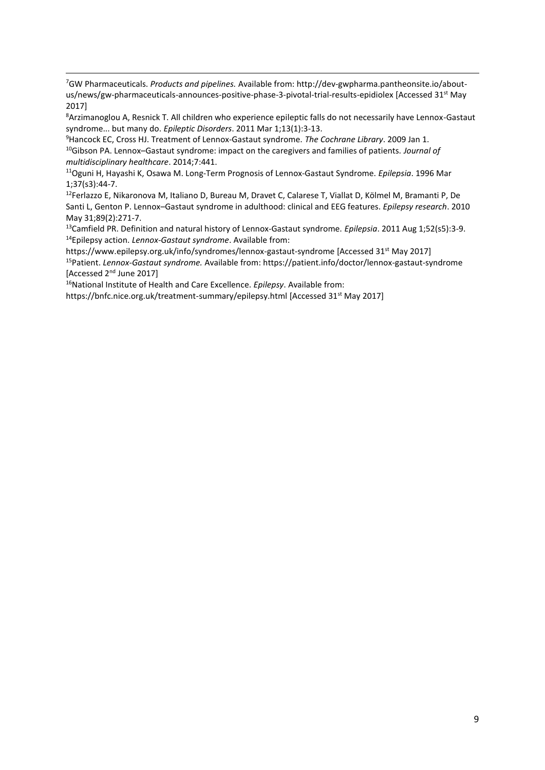[7]GW Pharmaceuticals. *Products and pipelines.* Available from: http://dev-gwpharma.pantheonsite.io/about-us/news/gw-pharmaceuticals-announces-positive-phase-3-pivotal-trial-results-epidiolex [Accessed 31st May 2017]

[8]Arzimanoglou A, Resnick T. All children who experience epileptic falls do not necessarily have Lennox-Gastaut syndrome... but many do. *Epileptic Disorders*. 2011 Mar 1;13(1):3-13.

[9]Hancock EC, Cross HJ. Treatment of Lennox-Gastaut syndrome. *The Cochrane Library*. 2009 Jan 1.

[10]Gibson PA. Lennox–Gastaut syndrome: impact on the caregivers and families of patients. *Journal of multidisciplinary healthcare*. 2014;7:441.

[11]Oguni H, Hayashi K, Osawa M. Long-Term Prognosis of Lennox-Gastaut Syndrome. *Epilepsia*. 1996 Mar 1;37(s3):44-7.

[12]Ferlazzo E, Nikaronova M, Italiano D, Bureau M, Dravet C, Calarese T, Viallat D, Kölmel M, Bramanti P, De Santi L, Genton P. Lennox–Gastaut syndrome in adulthood: clinical and EEG features. *Epilepsy research*. 2010 May 31;89(2):271-7.

[13]Camfield PR. Definition and natural history of Lennox-Gastaut syndrome. *Epilepsia*. 2011 Aug 1;52(s5):3-9.

[14]Epilepsy action. *Lennox-Gastaut syndrome*. Available from: https://www.epilepsy.org.uk/info/syndromes/lennox-gastaut-syndrome [Accessed 31st May 2017]

[15]Patient. *Lennox-Gastaut syndrome.* Available from: https://patient.info/doctor/lennox-gastaut-syndrome [Accessed 2nd June 2017]

[16]National Institute of Health and Care Excellence. *Epilepsy*. Available from: https://bnfc.nice.org.uk/treatment-summary/epilepsy.html [Accessed 31st May 2017]